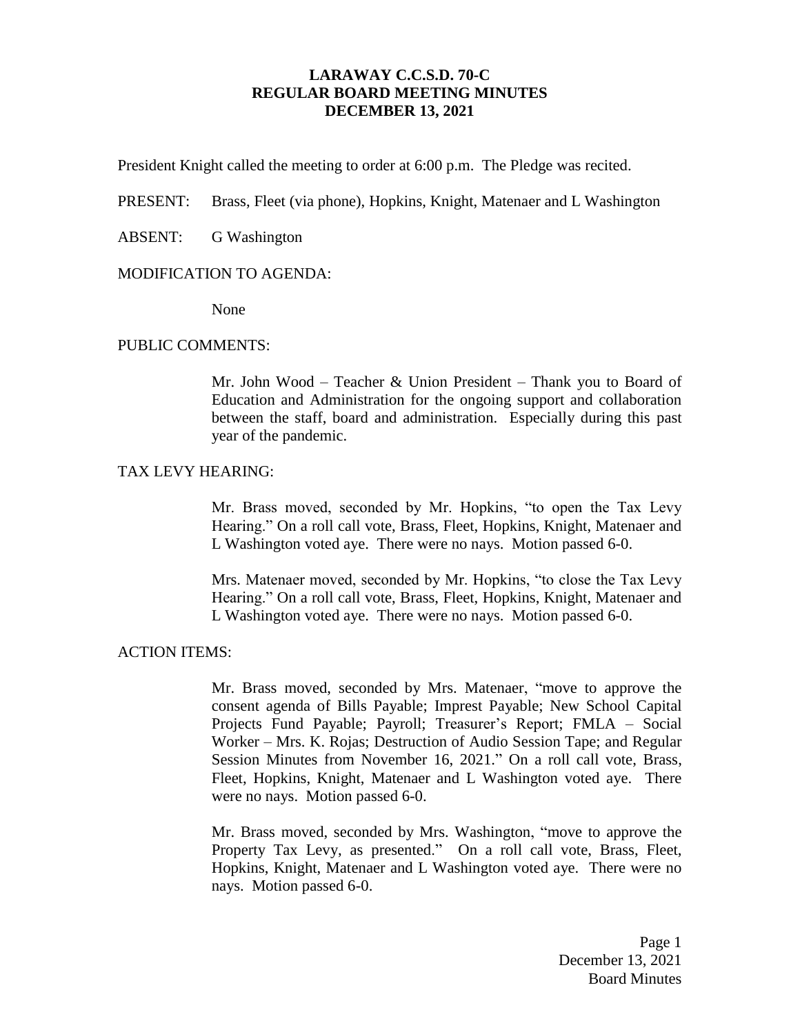# LARAWAY C.C.S.D. 70-C
## REGULAR BOARD MEETING MINUTES
## DECEMBER 13, 2021

President Knight called the meeting to order at 6:00 p.m. The Pledge was recited.

PRESENT: Brass, Fleet (via phone), Hopkins, Knight, Matenaer and L Washington

ABSENT: G Washington

MODIFICATION TO AGENDA:

None

PUBLIC COMMENTS:

Mr. John Wood – Teacher & Union President – Thank you to Board of Education and Administration for the ongoing support and collaboration between the staff, board and administration. Especially during this past year of the pandemic.

TAX LEVY HEARING:

Mr. Brass moved, seconded by Mr. Hopkins, "to open the Tax Levy Hearing." On a roll call vote, Brass, Fleet, Hopkins, Knight, Matenaer and L Washington voted aye. There were no nays. Motion passed 6-0.

Mrs. Matenaer moved, seconded by Mr. Hopkins, "to close the Tax Levy Hearing." On a roll call vote, Brass, Fleet, Hopkins, Knight, Matenaer and L Washington voted aye. There were no nays. Motion passed 6-0.

ACTION ITEMS:

Mr. Brass moved, seconded by Mrs. Matenaer, "move to approve the consent agenda of Bills Payable; Imprest Payable; New School Capital Projects Fund Payable; Payroll; Treasurer's Report; FMLA – Social Worker – Mrs. K. Rojas; Destruction of Audio Session Tape; and Regular Session Minutes from November 16, 2021." On a roll call vote, Brass, Fleet, Hopkins, Knight, Matenaer and L Washington voted aye. There were no nays. Motion passed 6-0.

Mr. Brass moved, seconded by Mrs. Washington, "move to approve the Property Tax Levy, as presented." On a roll call vote, Brass, Fleet, Hopkins, Knight, Matenaer and L Washington voted aye. There were no nays. Motion passed 6-0.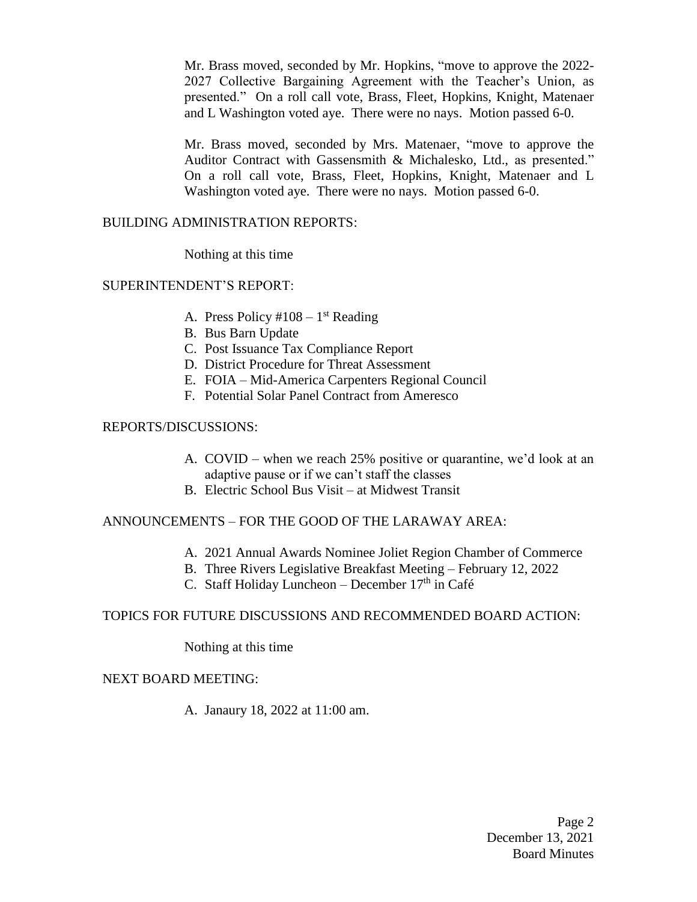Mr. Brass moved, seconded by Mr. Hopkins, "move to approve the 2022-2027 Collective Bargaining Agreement with the Teacher's Union, as presented." On a roll call vote, Brass, Fleet, Hopkins, Knight, Matenaer and L Washington voted aye. There were no nays. Motion passed 6-0.

Mr. Brass moved, seconded by Mrs. Matenaer, "move to approve the Auditor Contract with Gassensmith & Michalesko, Ltd., as presented." On a roll call vote, Brass, Fleet, Hopkins, Knight, Matenaer and L Washington voted aye. There were no nays. Motion passed 6-0.

BUILDING ADMINISTRATION REPORTS:

Nothing at this time

SUPERINTENDENT'S REPORT:

A. Press Policy #108 – 1st Reading
B. Bus Barn Update
C. Post Issuance Tax Compliance Report
D. District Procedure for Threat Assessment
E. FOIA – Mid-America Carpenters Regional Council
F. Potential Solar Panel Contract from Ameresco

REPORTS/DISCUSSIONS:

A. COVID – when we reach 25% positive or quarantine, we'd look at an adaptive pause or if we can't staff the classes
B. Electric School Bus Visit – at Midwest Transit

ANNOUNCEMENTS – FOR THE GOOD OF THE LARAWAY AREA:

A. 2021 Annual Awards Nominee Joliet Region Chamber of Commerce
B. Three Rivers Legislative Breakfast Meeting – February 12, 2022
C. Staff Holiday Luncheon – December 17th in Café

TOPICS FOR FUTURE DISCUSSIONS AND RECOMMENDED BOARD ACTION:

Nothing at this time

NEXT BOARD MEETING:

A. Janaury 18, 2022 at 11:00 am.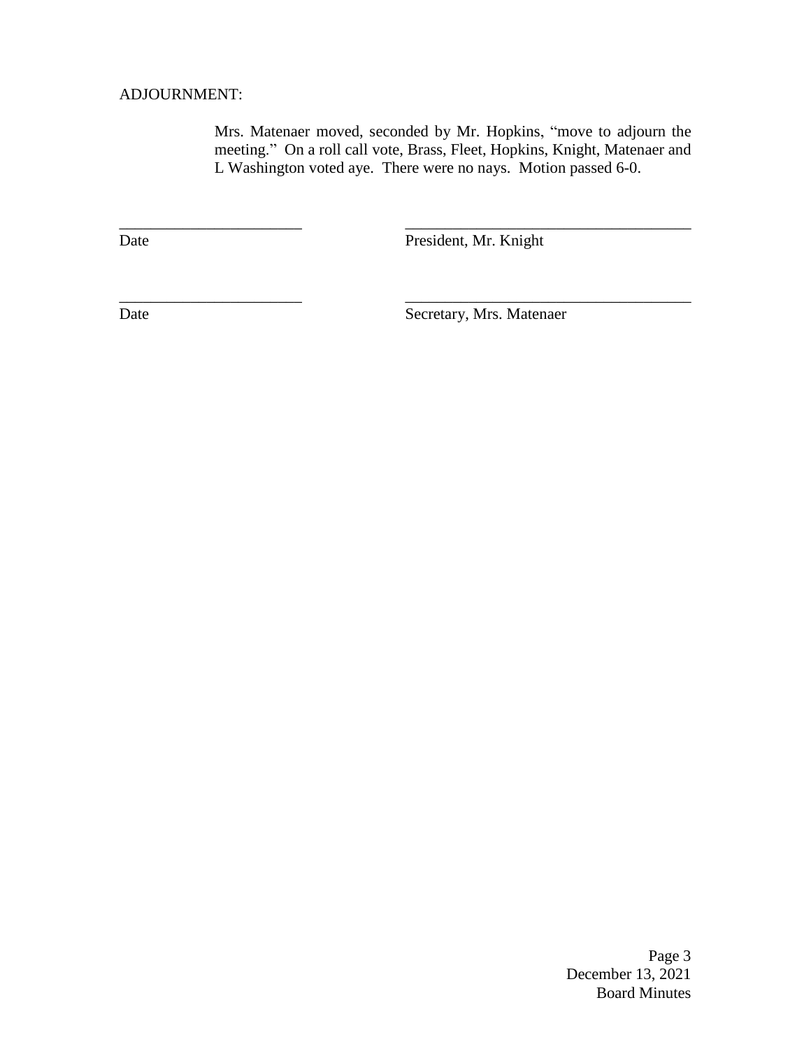ADJOURNMENT:

Mrs. Matenaer moved, seconded by Mr. Hopkins, "move to adjourn the meeting." On a roll call vote, Brass, Fleet, Hopkins, Knight, Matenaer and L Washington voted aye. There were no nays. Motion passed 6-0.

| | |
|---|---|
| _______________________ | ____________________________________ |
| Date | President, Mr. Knight |
| _______________________ | ____________________________________ |
| Date | Secretary, Mrs. Matenaer |